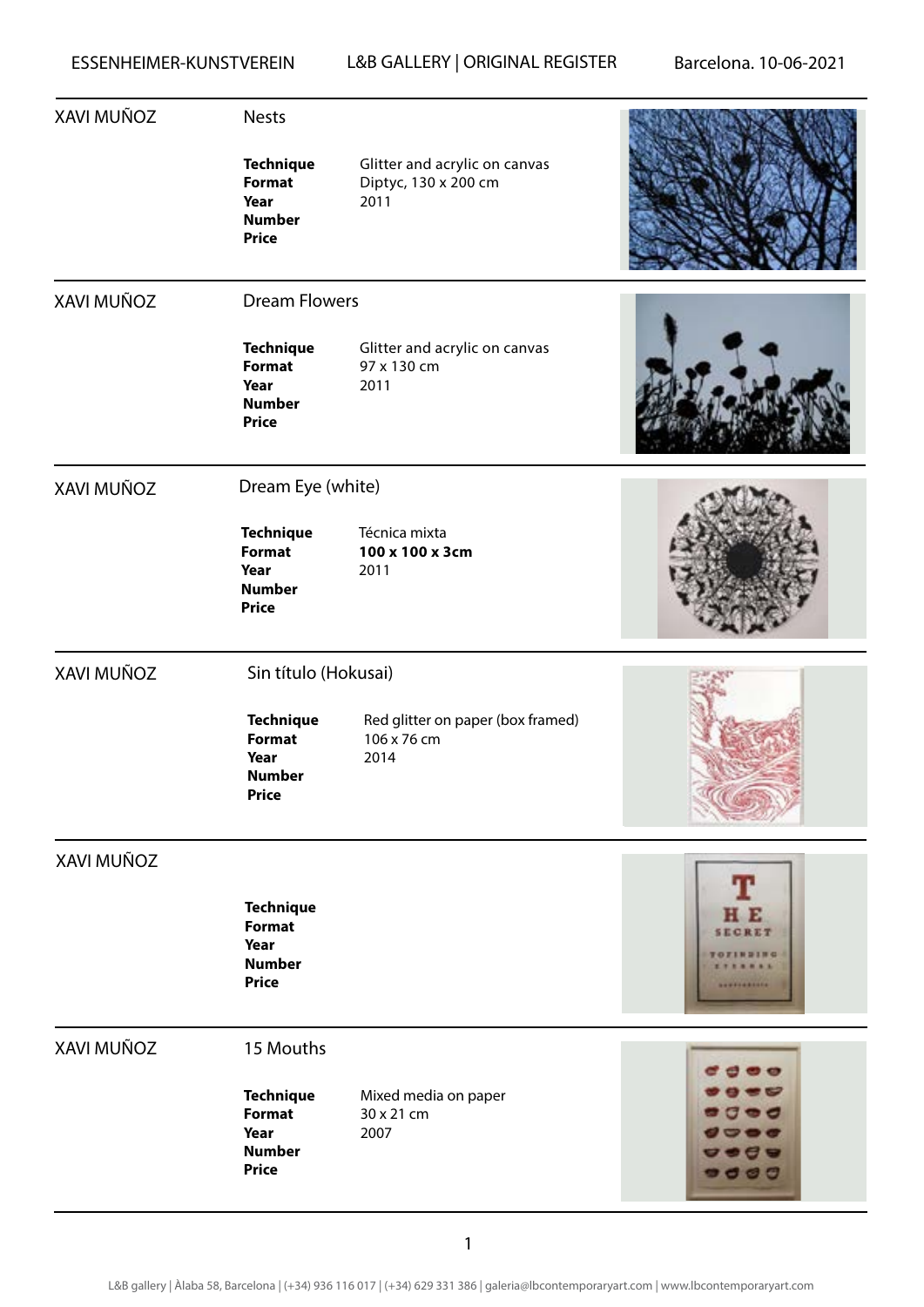ESSENHEIMER-KUNSTVEREIN | L&B GALLERY | ORIGINAL REGISTER | Barcelona. 10-06-2021

---

XAVI MUÑOZ

## Nests

**Technique** Glitter and acrylic on canvas
**Format** Diptyc, 130 x 200 cm
**Year** 2011
**Number**
**Price**

---

XAVI MUÑOZ

## Dream Flowers

**Technique** Glitter and acrylic on canvas
**Format** 97 x 130 cm
**Year** 2011
**Number**
**Price**

---

XAVI MUÑOZ

## Dream Eye (white)

**Technique** Técnica mixta
**Format** **100 x 100 x 3cm**
**Year** 2011
**Number**
**Price**

---

XAVI MUÑOZ

## Sin título (Hokusai)

**Technique** Red glitter on paper (box framed)
**Format** 106 x 76 cm
**Year** 2014
**Number**
**Price**

---

XAVI MUÑOZ

**Technique**
**Format**
**Year**
**Number**
**Price**

---

XAVI MUÑOZ

## 15 Mouths

**Technique** Mixed media on paper
**Format** 30 x 21 cm
**Year** 2007
**Number**
**Price**

---

L&B gallery | Àlaba 58, Barcelona | (+34) 936 116 017 | (+34) 629 331 386 | galeria@lbcontemporaryart.com | www.lbcontemporaryart.com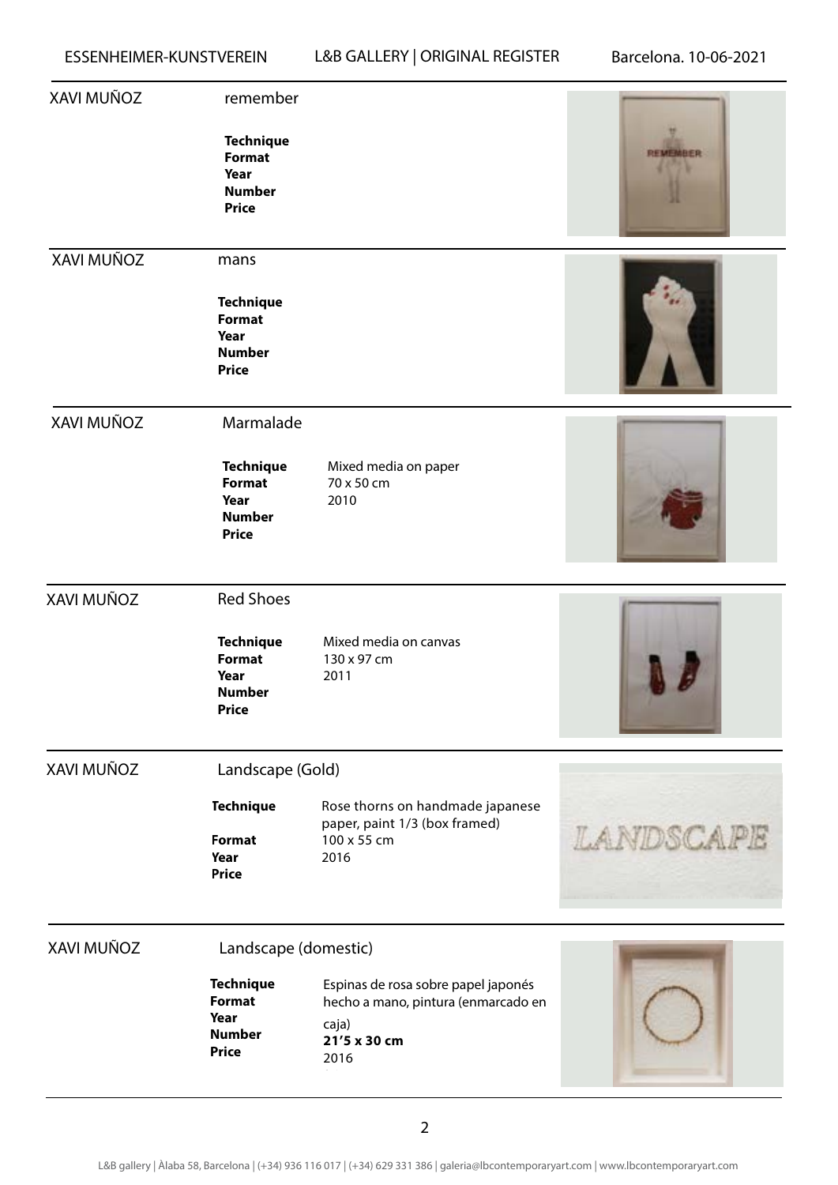## XAVI MUÑOZ — remember

**Technique**
**Format**
**Year**
**Number**
**Price**

## XAVI MUÑOZ — mans

**Technique**
**Format**
**Year**
**Number**
**Price**

## XAVI MUÑOZ — Marmalade

| | |
|---|---|
| **Technique** | Mixed media on paper |
| **Format** | 70 x 50 cm |
| **Year** | 2010 |
| **Number** | |
| **Price** | |

## XAVI MUÑOZ — Red Shoes

| | |
|---|---|
| **Technique** | Mixed media on canvas |
| **Format** | 130 x 97 cm |
| **Year** | 2011 |
| **Number** | |
| **Price** | |

## XAVI MUÑOZ — Landscape (Gold)

| | |
|---|---|
| **Technique** | Rose thorns on handmade japanese paper, paint 1/3 (box framed) |
| **Format** | 100 x 55 cm |
| **Year** | 2016 |
| **Price** | |

## XAVI MUÑOZ — Landscape (domestic)

| | |
|---|---|
| **Technique** | Espinas de rosa sobre papel japonés hecho a mano, pintura (enmarcado en caja) |
| **Format** | **21'5 x 30 cm** |
| **Year** | 2016 |
| **Number** | |
| **Price** | |

L&B gallery | Àlaba 58, Barcelona | (+34) 936 116 017 | (+34) 629 331 386 | galeria@lbcontemporaryart.com | www.lbcontemporaryart.com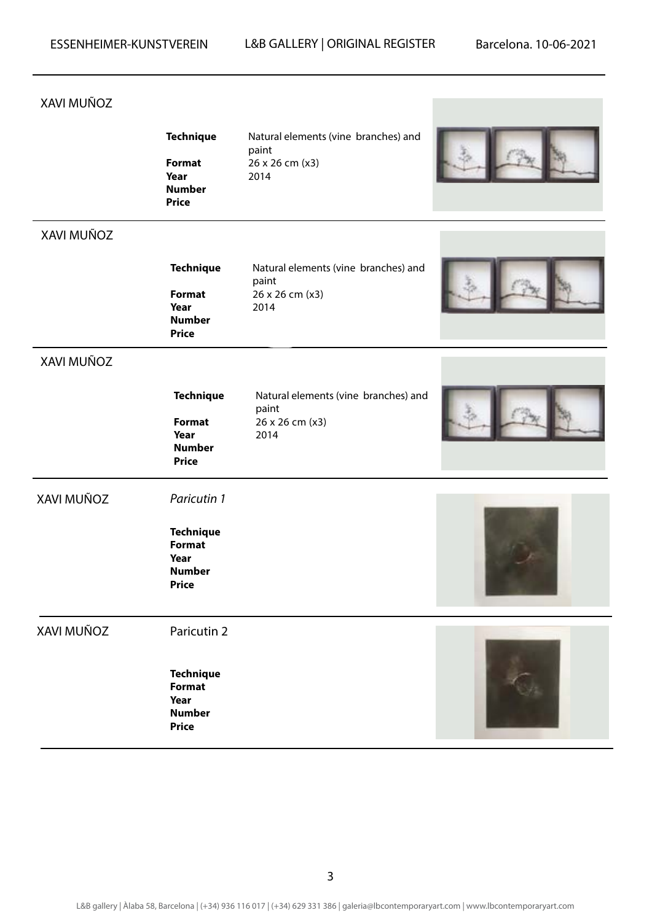XAVI MUÑOZ

**Technique** Natural elements (vine branches) and paint
**Format** 26 x 26 cm (x3)
**Year** 2014
**Number**
**Price**

XAVI MUÑOZ

**Technique** Natural elements (vine branches) and paint
**Format** 26 x 26 cm (x3)
**Year** 2014
**Number**
**Price**

XAVI MUÑOZ

**Technique** Natural elements (vine branches) and paint
**Format** 26 x 26 cm (x3)
**Year** 2014
**Number**
**Price**

XAVI MUÑOZ *Paricutin 1*

**Technique**
**Format**
**Year**
**Number**
**Price**

XAVI MUÑOZ Paricutin 2

**Technique**
**Format**
**Year**
**Number**
**Price**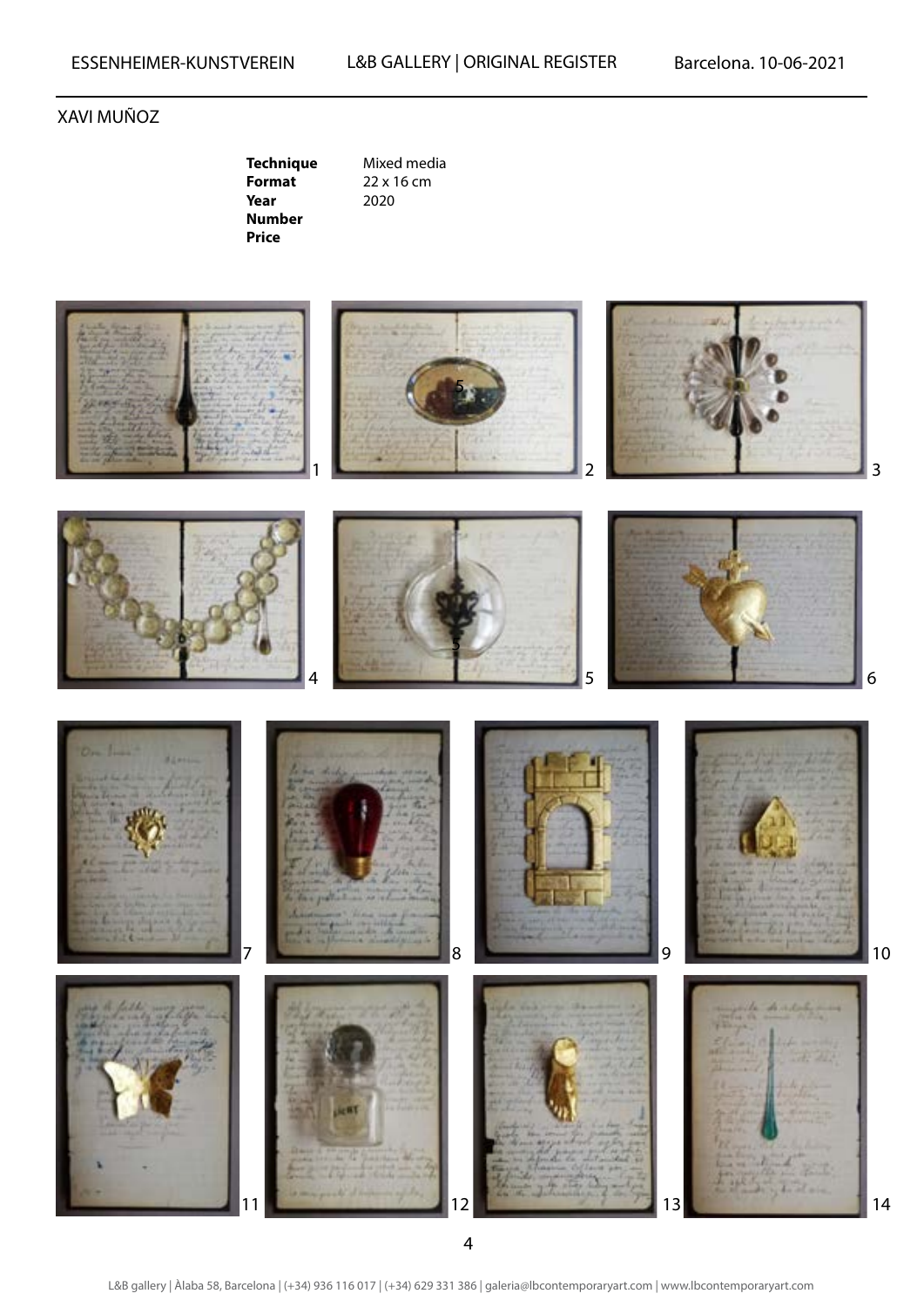XAVI MUÑOZ

| | |
|---|---|
| **Technique** | Mixed media |
| **Format** | 22 x 16 cm |
| **Year** | 2020 |
| **Number** | |
| **Price** | |

1

2

3

4

5

6

7

8

9

10

11

12

13

14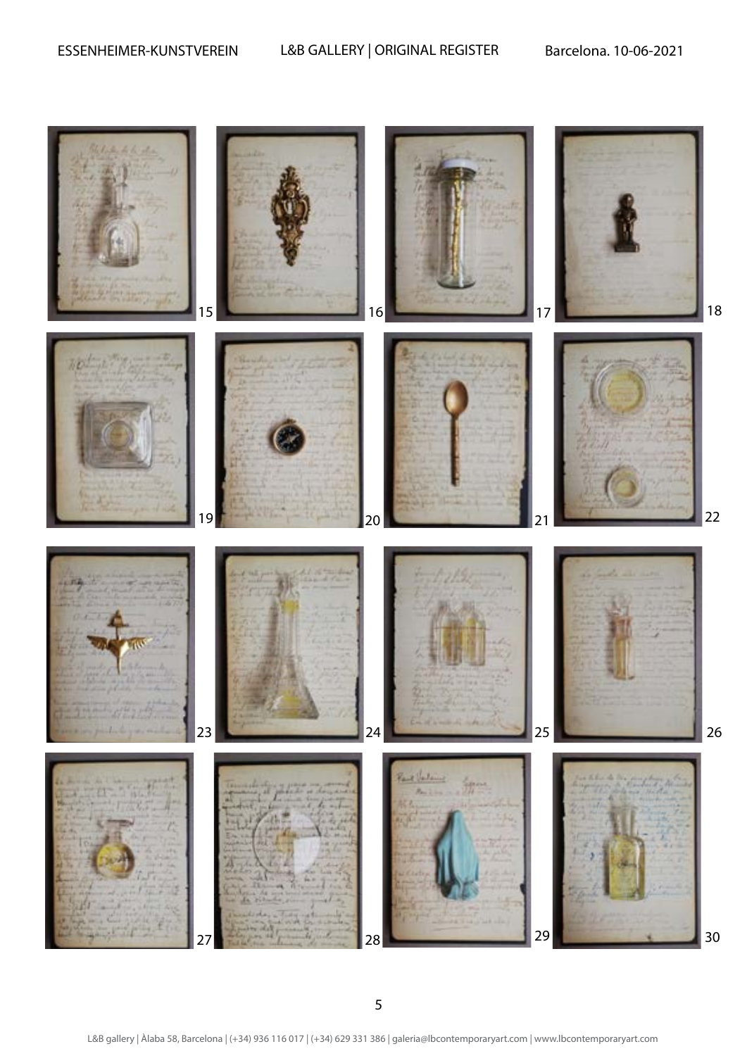15

16

17

18

19

20

21

22

23

24

25

26

27

28

29

30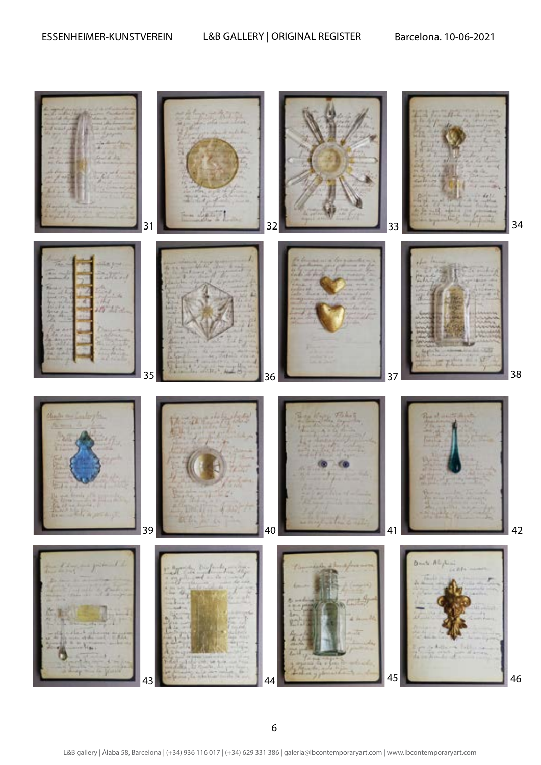31

32

33

34

35

36

37

38

39

40

41

42

43

44

45

46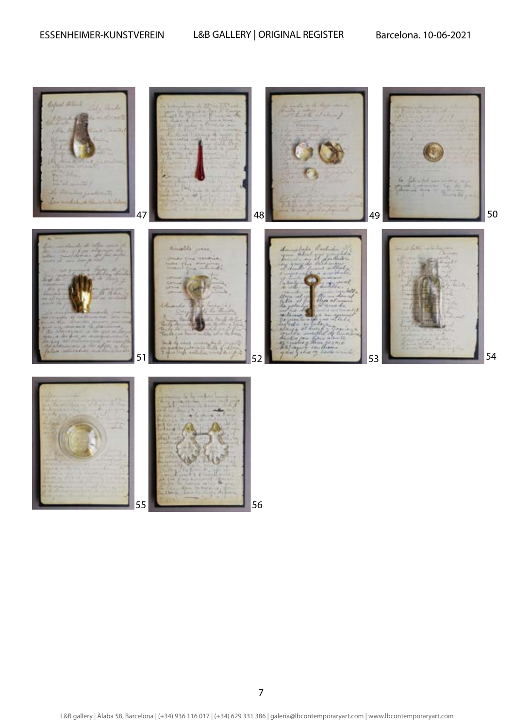47

48

49

50

51

52

53

54

55

56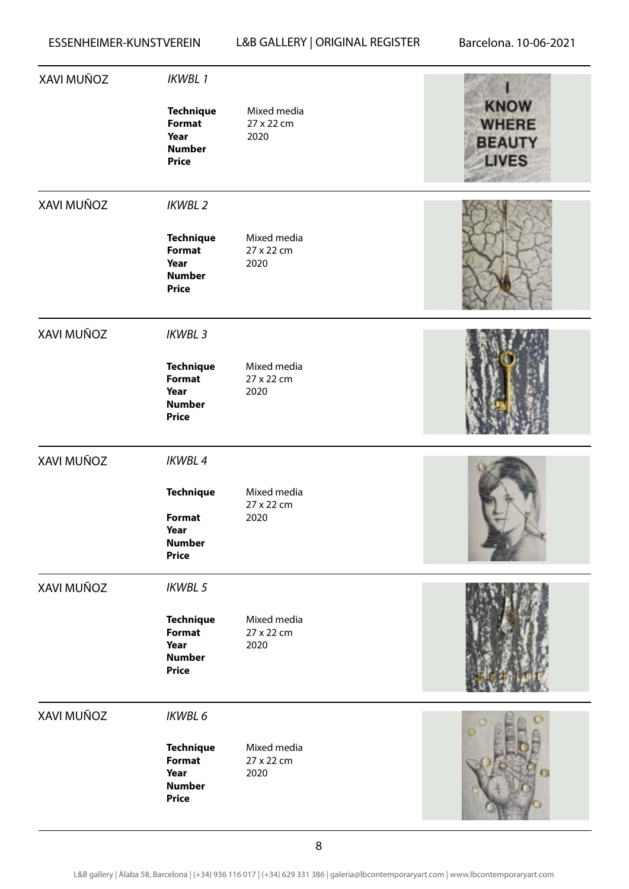XAVI MUÑOZ

*IKWBL 1*

| | |
|---|---|
| **Technique** | Mixed media |
| **Format** | 27 x 22 cm |
| **Year** | 2020 |
| **Number** | |
| **Price** | |

XAVI MUÑOZ

*IKWBL 2*

| | |
|---|---|
| **Technique** | Mixed media |
| **Format** | 27 x 22 cm |
| **Year** | 2020 |
| **Number** | |
| **Price** | |

XAVI MUÑOZ

*IKWBL 3*

| | |
|---|---|
| **Technique** | Mixed media |
| **Format** | 27 x 22 cm |
| **Year** | 2020 |
| **Number** | |
| **Price** | |

XAVI MUÑOZ

*IKWBL 4*

| | |
|---|---|
| **Technique** | Mixed media |
| **Format** | 27 x 22 cm |
| **Year** | 2020 |
| **Number** | |
| **Price** | |

XAVI MUÑOZ

*IKWBL 5*

| | |
|---|---|
| **Technique** | Mixed media |
| **Format** | 27 x 22 cm |
| **Year** | 2020 |
| **Number** | |
| **Price** | |

XAVI MUÑOZ

*IKWBL 6*

| | |
|---|---|
| **Technique** | Mixed media |
| **Format** | 27 x 22 cm |
| **Year** | 2020 |
| **Number** | |
| **Price** | |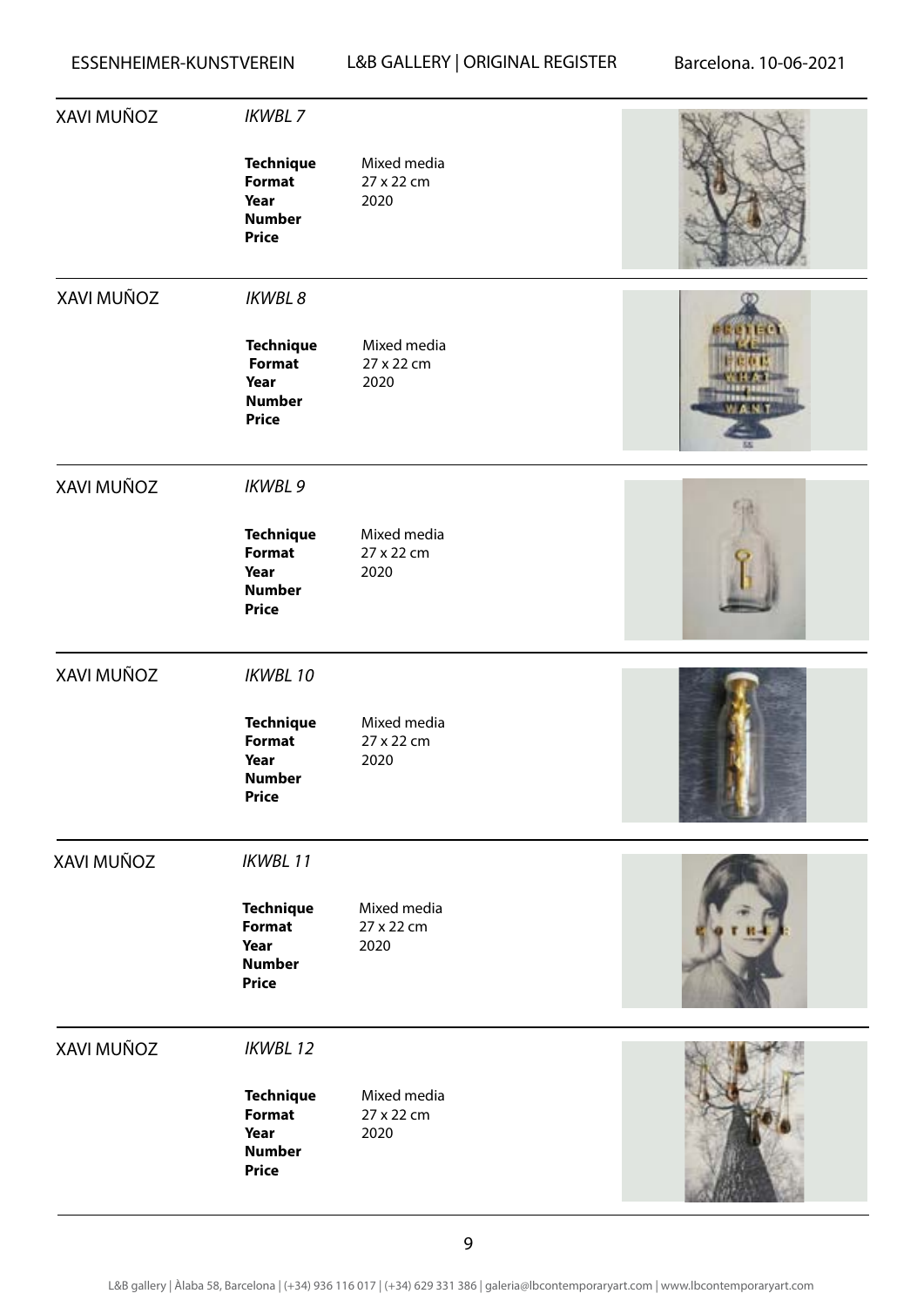XAVI MUÑOZ — *IKWBL 7*

| | |
|---|---|
| **Technique** | Mixed media |
| **Format** | 27 x 22 cm |
| **Year** | 2020 |
| **Number** | |
| **Price** | |

XAVI MUÑOZ — *IKWBL 8*

| | |
|---|---|
| **Technique** | Mixed media |
| **Format** | 27 x 22 cm |
| **Year** | 2020 |
| **Number** | |
| **Price** | |

XAVI MUÑOZ — *IKWBL 9*

| | |
|---|---|
| **Technique** | Mixed media |
| **Format** | 27 x 22 cm |
| **Year** | 2020 |
| **Number** | |
| **Price** | |

XAVI MUÑOZ — *IKWBL 10*

| | |
|---|---|
| **Technique** | Mixed media |
| **Format** | 27 x 22 cm |
| **Year** | 2020 |
| **Number** | |
| **Price** | |

XAVI MUÑOZ — *IKWBL 11*

| | |
|---|---|
| **Technique** | Mixed media |
| **Format** | 27 x 22 cm |
| **Year** | 2020 |
| **Number** | |
| **Price** | |

XAVI MUÑOZ — *IKWBL 12*

| | |
|---|---|
| **Technique** | Mixed media |
| **Format** | 27 x 22 cm |
| **Year** | 2020 |
| **Number** | |
| **Price** | |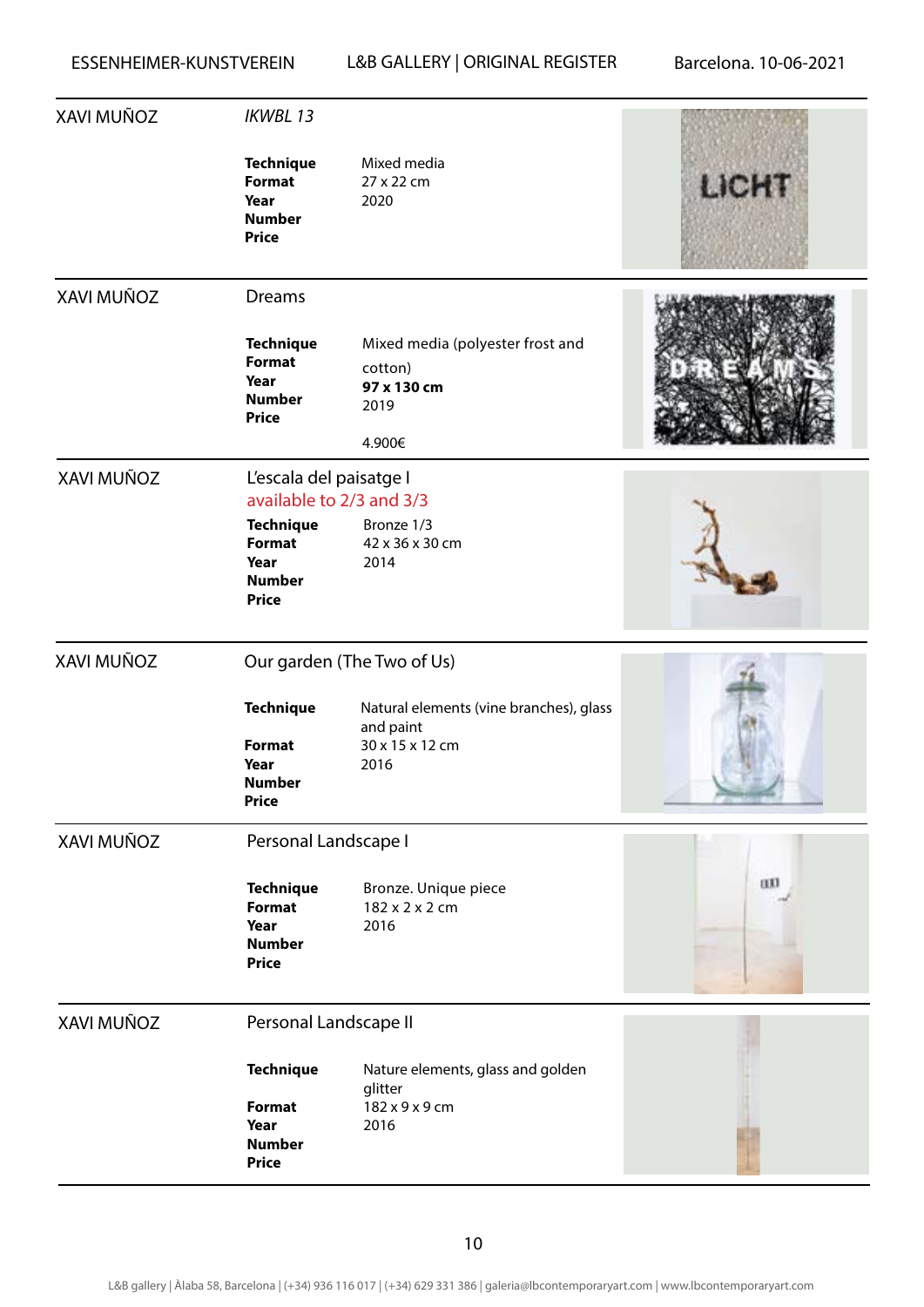| | | | |
|---|---|---|---|
| XAVI MUÑOZ | *IKWBL 13* | | |
| | **Technique** | Mixed media | |
| | **Format** | 27 x 22 cm | |
| | **Year** | 2020 | |
| | **Number** | | |
| | **Price** | | |
| XAVI MUÑOZ | Dreams | | |
| | **Technique** | Mixed media (polyester frost and cotton) | |
| | **Format** | **97 x 130 cm** | |
| | **Year** | 2019 | |
| | **Number** | | |
| | **Price** | 4.900€ | |
| XAVI MUÑOZ | L'escala del paisatge I | | |
| | available to 2/3 and 3/3 | | |
| | **Technique** | Bronze 1/3 | |
| | **Format** | 42 x 36 x 30 cm | |
| | **Year** | 2014 | |
| | **Number** | | |
| | **Price** | | |
| XAVI MUÑOZ | Our garden (The Two of Us) | | |
| | **Technique** | Natural elements (vine branches), glass and paint | |
| | **Format** | 30 x 15 x 12 cm | |
| | **Year** | 2016 | |
| | **Number** | | |
| | **Price** | | |
| XAVI MUÑOZ | Personal Landscape I | | |
| | **Technique** | Bronze. Unique piece | |
| | **Format** | 182 x 2 x 2 cm | |
| | **Year** | 2016 | |
| | **Number** | | |
| | **Price** | | |
| XAVI MUÑOZ | Personal Landscape II | | |
| | **Technique** | Nature elements, glass and golden glitter | |
| | **Format** | 182 x 9 x 9 cm | |
| | **Year** | 2016 | |
| | **Number** | | |
| | **Price** | | |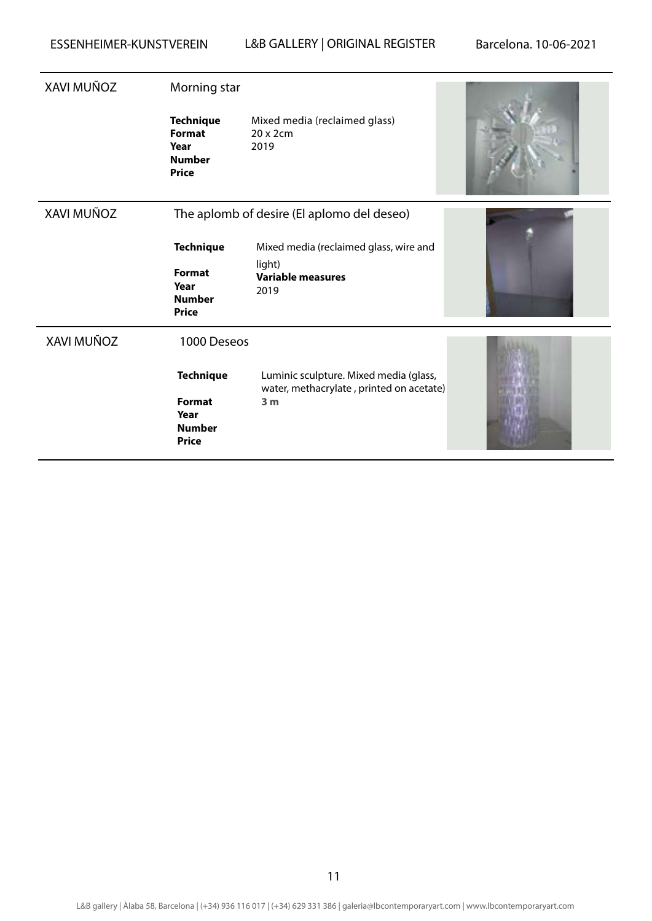| | | |
|---|---|---|
| XAVI MUÑOZ | Morning star | |
| | **Technique** | Mixed media (reclaimed glass) |
| | **Format** | 20 x 2cm |
| | **Year** | 2019 |
| | **Number** | |
| | **Price** | |
| XAVI MUÑOZ | The aplomb of desire (El aplomo del deseo) | |
| | **Technique** | Mixed media (reclaimed glass, wire and light) |
| | **Format** | **Variable measures** |
| | **Year** | 2019 |
| | **Number** | |
| | **Price** | |
| XAVI MUÑOZ | 1000 Deseos | |
| | **Technique** | Luminic sculpture. Mixed media (glass, water, methacrylate , printed on acetate) |
| | **Format** | **3 m** |
| | **Year** | |
| | **Number** | |
| | **Price** | |